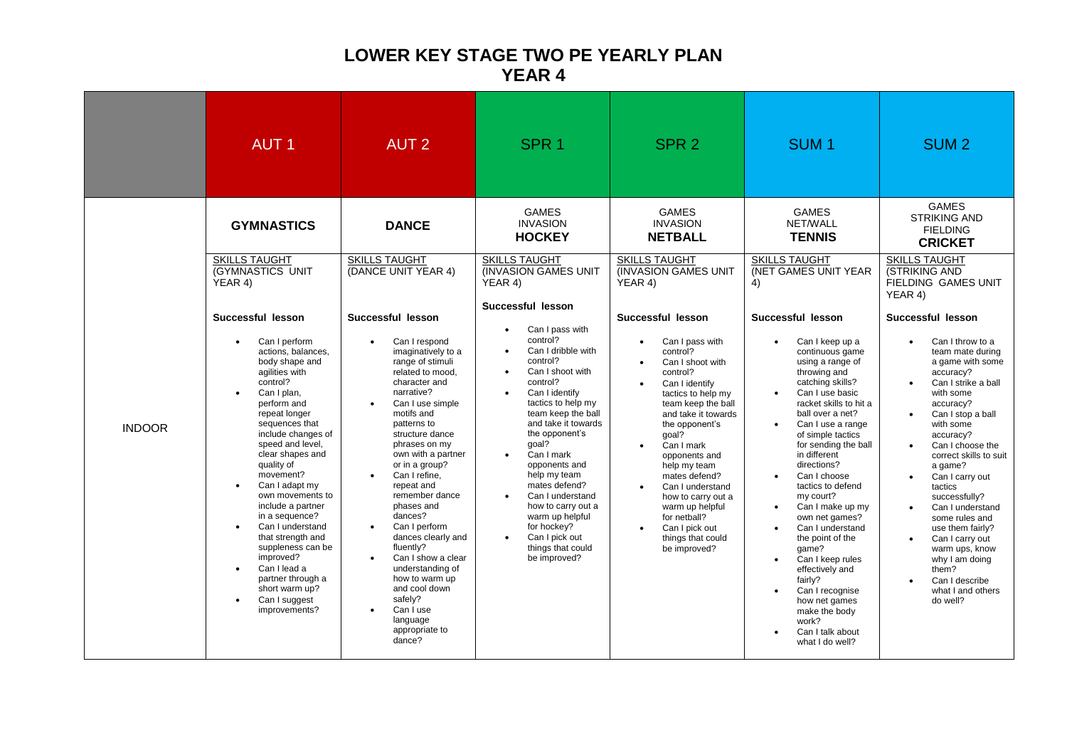# LOWER KEY STAGE TWO PE YEARLY PLAN
# YEAR 4

| | AUT 1 | AUT 2 | SPR 1 | SPR 2 | SUM 1 | SUM 2 |
|---|---|---|---|---|---|---|
| | **GYMNASTICS** | **DANCE** | GAMES<br>INVASION<br>**HOCKEY** | GAMES<br>INVASION<br>**NETBALL** | GAMES<br>NET/WALL<br>**TENNIS** | GAMES<br>STRIKING AND FIELDING<br>**CRICKET** |
| INDOOR | SKILLS TAUGHT (GYMNASTICS UNIT YEAR 4)<br><br>**Successful lesson**<br><br>• Can I perform actions, balances, body shape and agilities with control?<br>• Can I plan, perform and repeat longer sequences that include changes of speed and level, clear shapes and quality of movement?<br>• Can I adapt my own movements to include a partner in a sequence?<br>• Can I understand that strength and suppleness can be improved?<br>• Can I lead a partner through a short warm up?<br>• Can I suggest improvements? | SKILLS TAUGHT (DANCE UNIT YEAR 4)<br><br>**Successful lesson**<br><br>• Can I respond imaginatively to a range of stimuli related to mood, character and narrative?<br>• Can I use simple motifs and patterns to structure dance phrases on my own with a partner or in a group?<br>• Can I refine, repeat and remember dance phases and dances?<br>• Can I perform dances clearly and fluently?<br>• Can I show a clear understanding of how to warm up and cool down safely?<br>• Can I use language appropriate to dance? | SKILLS TAUGHT (INVASION GAMES UNIT YEAR 4)<br><br>**Successful lesson**<br><br>• Can I pass with control?<br>• Can I dribble with control?<br>• Can I shoot with control?<br>• Can I identify tactics to help my team keep the ball and take it towards the opponent's goal?<br>• Can I mark opponents and help my team mates defend?<br>• Can I understand how to carry out a warm up helpful for hockey?<br>• Can I pick out things that could be improved? | SKILLS TAUGHT (INVASION GAMES UNIT YEAR 4)<br><br>**Successful lesson**<br><br>• Can I pass with control?<br>• Can I shoot with control?<br>• Can I identify tactics to help my team keep the ball and take it towards the opponent's goal?<br>• Can I mark opponents and help my team mates defend?<br>• Can I understand how to carry out a warm up helpful for netball?<br>• Can I pick out things that could be improved? | SKILLS TAUGHT (NET GAMES UNIT YEAR 4)<br><br>**Successful lesson**<br><br>• Can I keep up a continuous game using a range of throwing and catching skills?<br>• Can I use basic racket skills to hit a ball over a net?<br>• Can I use a range of simple tactics for sending the ball in different directions?<br>• Can I choose tactics to defend my court?<br>• Can I make up my own net games?<br>• Can I understand the point of the game?<br>• Can I keep rules effectively and fairly?<br>• Can I recognise how net games make the body work?<br>• Can I talk about what I do well? | SKILLS TAUGHT (STRIKING AND FIELDING GAMES UNIT YEAR 4)<br><br>**Successful lesson**<br><br>• Can I throw to a team mate during a game with some accuracy?<br>• Can I strike a ball with some accuracy?<br>• Can I stop a ball with some accuracy?<br>• Can I choose the correct skills to suit a game?<br>• Can I carry out tactics successfully?<br>• Can I understand some rules and use them fairly?<br>• Can I carry out warm ups, know why I am doing them?<br>• Can I describe what I and others do well? |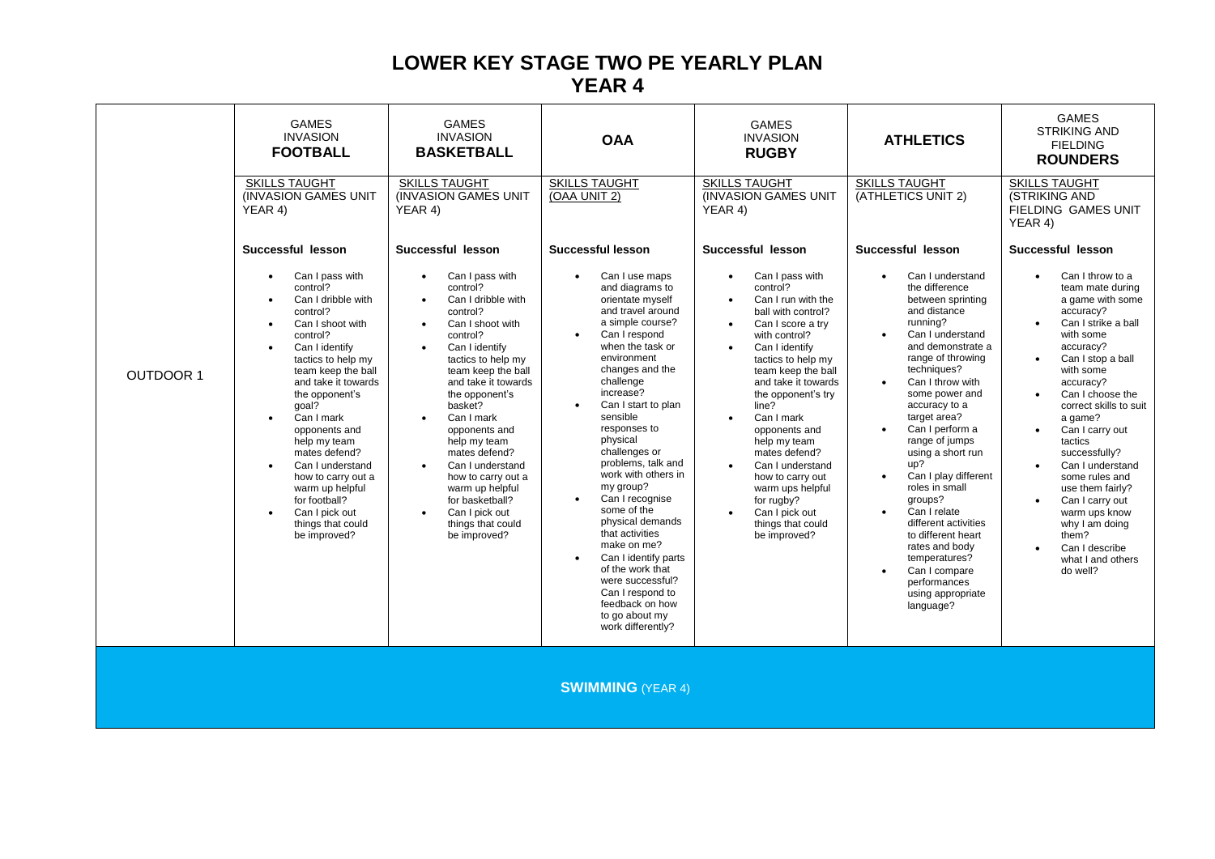# LOWER KEY STAGE TWO PE YEARLY PLAN
## YEAR 4

| | GAMES<br>INVASION<br>**FOOTBALL** | GAMES<br>INVASION<br>**BASKETBALL** | **OAA** | GAMES<br>INVASION<br>**RUGBY** | **ATHLETICS** | GAMES<br>STRIKING AND FIELDING<br>**ROUNDERS** |
|---|---|---|---|---|---|---|
| OUTDOOR 1 | SKILLS TAUGHT (INVASION GAMES UNIT YEAR 4)<br><br>**Successful lesson**<br>• Can I pass with control?<br>• Can I dribble with control?<br>• Can I shoot with control?<br>• Can I identify tactics to help my team keep the ball and take it towards the opponent's goal?<br>• Can I mark opponents and help my team mates defend?<br>• Can I understand how to carry out a warm up helpful for football?<br>• Can I pick out things that could be improved? | SKILLS TAUGHT (INVASION GAMES UNIT YEAR 4)<br><br>**Successful lesson**<br>• Can I pass with control?<br>• Can I dribble with control?<br>• Can I shoot with control?<br>• Can I identify tactics to help my team keep the ball and take it towards the opponent's basket?<br>• Can I mark opponents and help my team mates defend?<br>• Can I understand how to carry out a warm up helpful for basketball?<br>• Can I pick out things that could be improved? | SKILLS TAUGHT (OAA UNIT 2)<br><br>**Successful lesson**<br>• Can I use maps and diagrams to orientate myself and travel around a simple course?<br>• Can I respond when the task or environment changes and the challenge increase?<br>• Can I start to plan sensible responses to physical challenges or problems, talk and work with others in my group?<br>• Can I recognise some of the physical demands that activities make on me?<br>• Can I identify parts of the work that were successful? Can I respond to feedback on how to go about my work differently? | SKILLS TAUGHT (INVASION GAMES UNIT YEAR 4)<br><br>**Successful lesson**<br>• Can I pass with control?<br>• Can I run with the ball with control?<br>• Can I score a try with control?<br>• Can I identify tactics to help my team keep the ball and take it towards the opponent's try line?<br>• Can I mark opponents and help my team mates defend?<br>• Can I understand how to carry out warm ups helpful for rugby?<br>• Can I pick out things that could be improved? | SKILLS TAUGHT (ATHLETICS UNIT 2)<br><br>**Successful lesson**<br>• Can I understand the difference between sprinting and distance running?<br>• Can I understand and demonstrate a range of throwing techniques?<br>• Can I throw with some power and accuracy to a target area?<br>• Can I perform a range of jumps using a short run up?<br>• Can I play different roles in small groups?<br>• Can I relate different activities to different heart rates and body temperatures?<br>• Can I compare performances using appropriate language? | SKILLS TAUGHT (STRIKING AND FIELDING GAMES UNIT YEAR 4)<br><br>**Successful lesson**<br>• Can I throw to a team mate during a game with some accuracy?<br>• Can I strike a ball with some accuracy?<br>• Can I stop a ball with some accuracy?<br>• Can I choose the correct skills to suit a game?<br>• Can I carry out tactics successfully?<br>• Can I understand some rules and use them fairly?<br>• Can I carry out warm ups know why I am doing them?<br>• Can I describe what I and others do well? |
| **SWIMMING** (YEAR 4) | | | | | | |